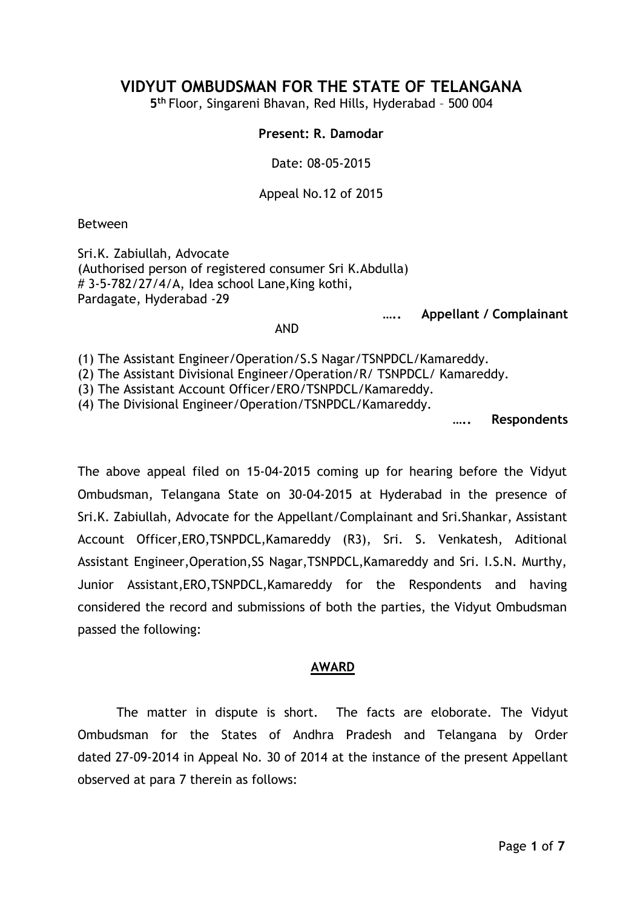# VIDYUT OMBUDSMAN FOR THE STATE OF TELANGANA

5th Floor, Singareni Bhavan, Red Hills, Hyderabad – 500 004

**Present: R. Damodar**

Date: 08-05-2015

Appeal No.12 of 2015

Between

Sri.K. Zabiullah, Advocate
(Authorised person of registered consumer Sri K.Abdulla)
# 3-5-782/27/4/A, Idea school Lane,King kothi,
Pardagate, Hyderabad -29

….. **Appellant / Complainant**

AND

(1) The Assistant Engineer/Operation/S.S Nagar/TSNPDCL/Kamareddy.
(2) The Assistant Divisional Engineer/Operation/R/ TSNPDCL/ Kamareddy.
(3) The Assistant Account Officer/ERO/TSNPDCL/Kamareddy.
(4) The Divisional Engineer/Operation/TSNPDCL/Kamareddy.

….. **Respondents**

The above appeal filed on 15-04-2015 coming up for hearing before the Vidyut Ombudsman, Telangana State on 30-04-2015 at Hyderabad in the presence of Sri.K. Zabiullah, Advocate for the Appellant/Complainant and Sri.Shankar, Assistant Account Officer,ERO,TSNPDCL,Kamareddy (R3), Sri. S. Venkatesh, Aditional Assistant Engineer,Operation,SS Nagar,TSNPDCL,Kamareddy and Sri. I.S.N. Murthy, Junior Assistant,ERO,TSNPDCL,Kamareddy for the Respondents and having considered the record and submissions of both the parties, the Vidyut Ombudsman passed the following:

## AWARD

The matter in dispute is short. The facts are eloborate. The Vidyut Ombudsman for the States of Andhra Pradesh and Telangana by Order dated 27-09-2014 in Appeal No. 30 of 2014 at the instance of the present Appellant observed at para 7 therein as follows: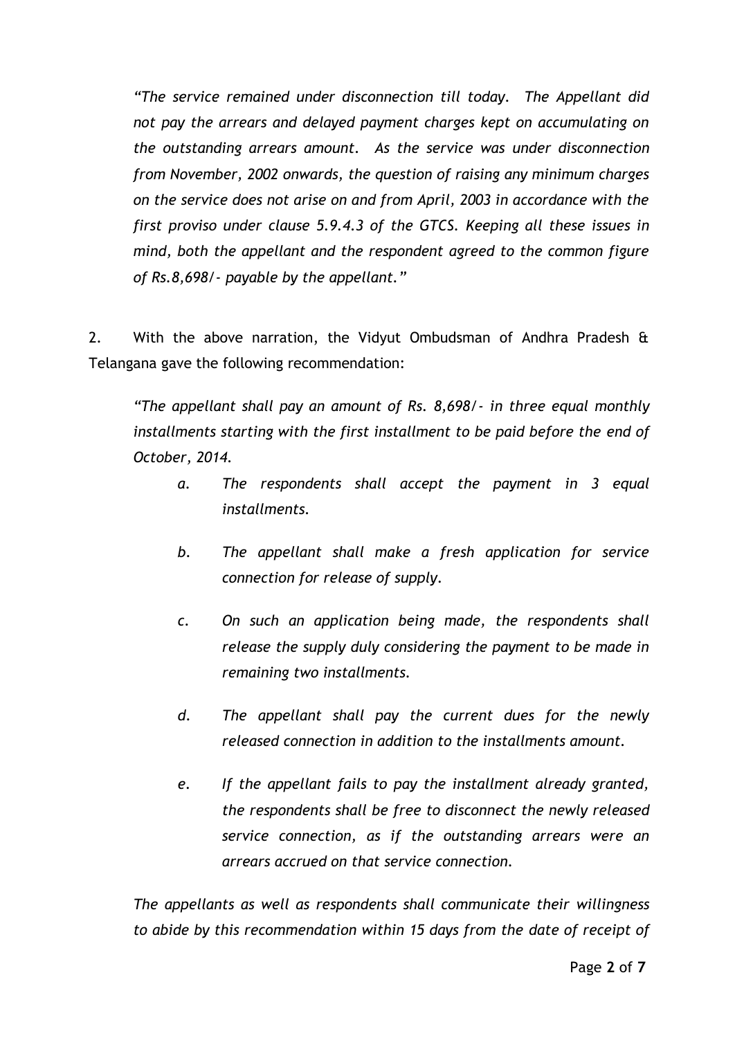*"The service remained under disconnection till today. The Appellant did not pay the arrears and delayed payment charges kept on accumulating on the outstanding arrears amount. As the service was under disconnection from November, 2002 onwards, the question of raising any minimum charges on the service does not arise on and from April, 2003 in accordance with the first proviso under clause 5.9.4.3 of the GTCS. Keeping all these issues in mind, both the appellant and the respondent agreed to the common figure of Rs.8,698/- payable by the appellant."*

2. With the above narration, the Vidyut Ombudsman of Andhra Pradesh & Telangana gave the following recommendation:

*"The appellant shall pay an amount of Rs. 8,698/- in three equal monthly installments starting with the first installment to be paid before the end of October, 2014.*

*a. The respondents shall accept the payment in 3 equal installments.*

*b. The appellant shall make a fresh application for service connection for release of supply.*

*c. On such an application being made, the respondents shall release the supply duly considering the payment to be made in remaining two installments.*

*d. The appellant shall pay the current dues for the newly released connection in addition to the installments amount.*

*e. If the appellant fails to pay the installment already granted, the respondents shall be free to disconnect the newly released service connection, as if the outstanding arrears were an arrears accrued on that service connection.*

*The appellants as well as respondents shall communicate their willingness to abide by this recommendation within 15 days from the date of receipt of*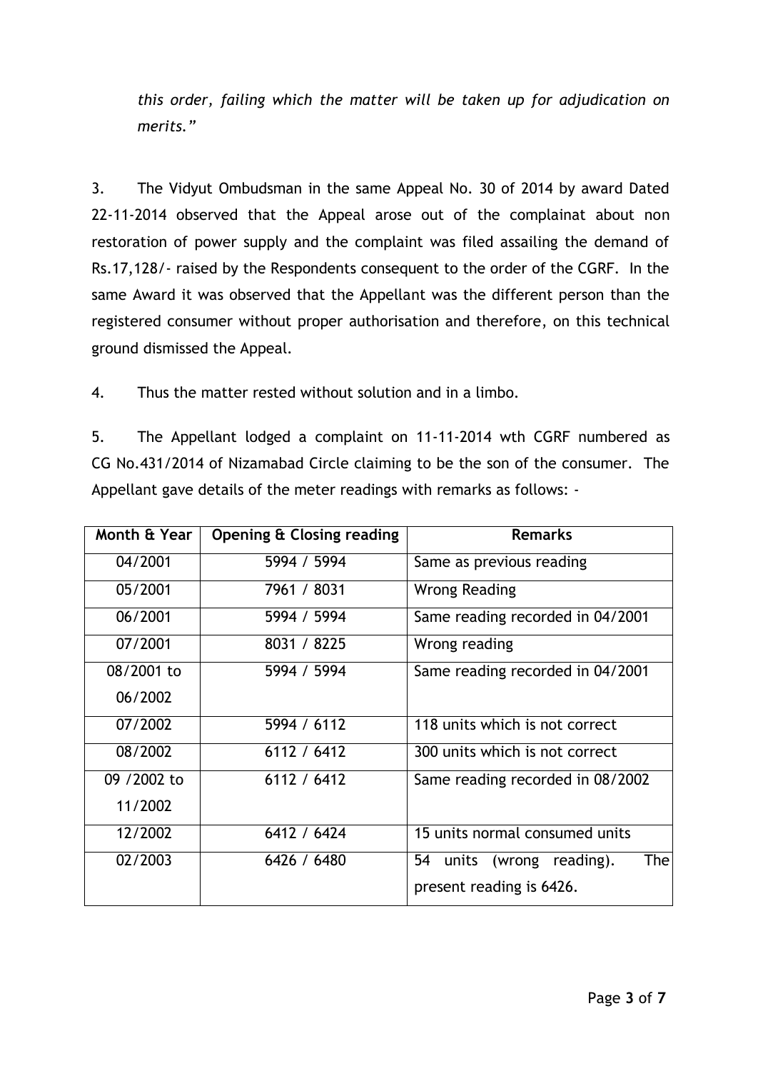*this order, failing which the matter will be taken up for adjudication on merits."*

3. The Vidyut Ombudsman in the same Appeal No. 30 of 2014 by award Dated 22-11-2014 observed that the Appeal arose out of the complainat about non restoration of power supply and the complaint was filed assailing the demand of Rs.17,128/- raised by the Respondents consequent to the order of the CGRF. In the same Award it was observed that the Appellant was the different person than the registered consumer without proper authorisation and therefore, on this technical ground dismissed the Appeal.

4. Thus the matter rested without solution and in a limbo.

5. The Appellant lodged a complaint on 11-11-2014 wth CGRF numbered as CG No.431/2014 of Nizamabad Circle claiming to be the son of the consumer. The Appellant gave details of the meter readings with remarks as follows: -

| Month & Year | Opening & Closing reading | Remarks |
|---|---|---|
| 04/2001 | 5994 / 5994 | Same as previous reading |
| 05/2001 | 7961 / 8031 | Wrong Reading |
| 06/2001 | 5994 / 5994 | Same reading recorded in 04/2001 |
| 07/2001 | 8031 / 8225 | Wrong reading |
| 08/2001 to 06/2002 | 5994 / 5994 | Same reading recorded in 04/2001 |
| 07/2002 | 5994 / 6112 | 118 units which is not correct |
| 08/2002 | 6112 / 6412 | 300 units which is not correct |
| 09 /2002 to 11/2002 | 6112 / 6412 | Same reading recorded in 08/2002 |
| 12/2002 | 6412 / 6424 | 15 units normal consumed units |
| 02/2003 | 6426 / 6480 | 54 units (wrong reading). The present reading is 6426. |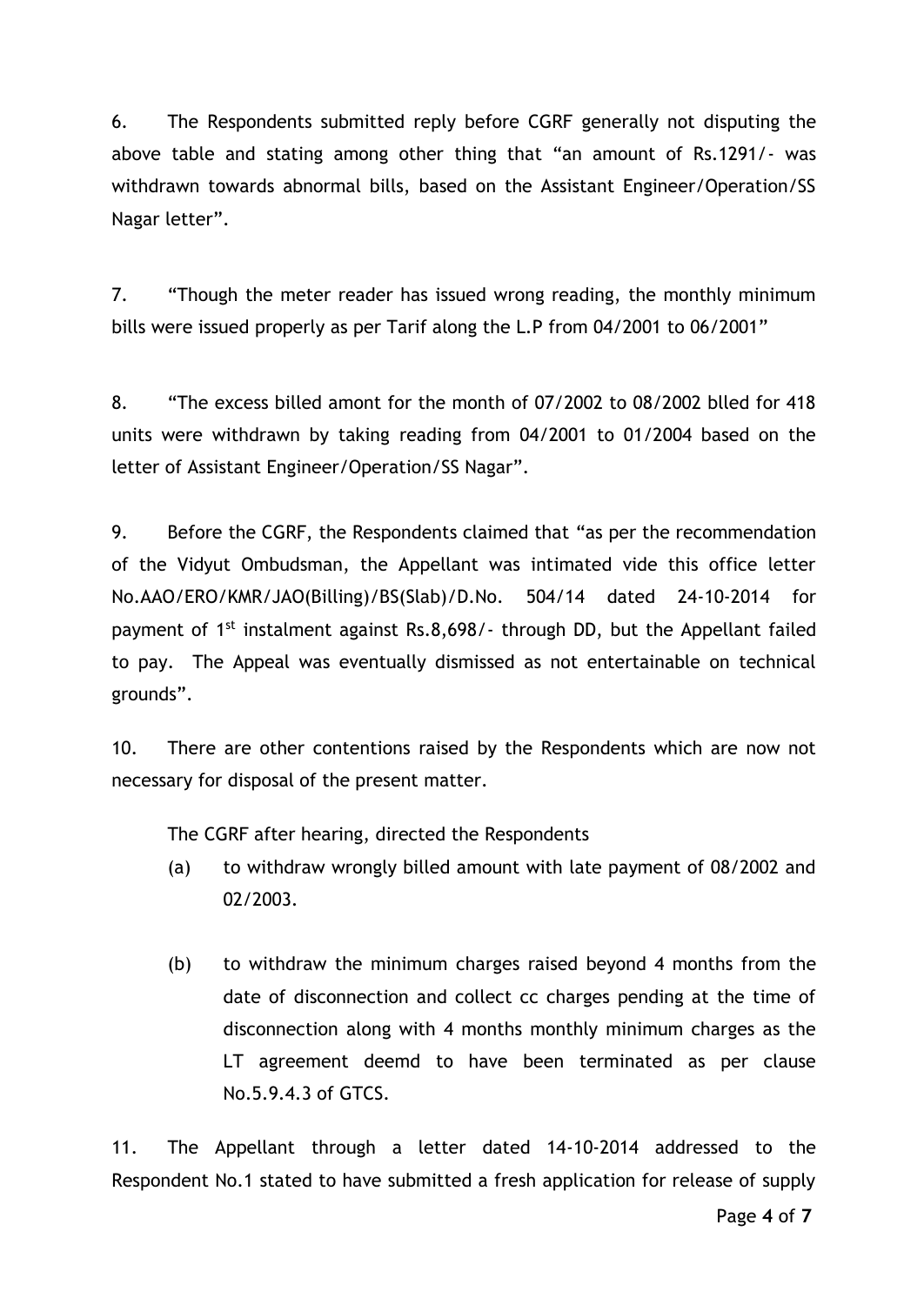6. The Respondents submitted reply before CGRF generally not disputing the above table and stating among other thing that "an amount of Rs.1291/- was withdrawn towards abnormal bills, based on the Assistant Engineer/Operation/SS Nagar letter".

7. "Though the meter reader has issued wrong reading, the monthly minimum bills were issued properly as per Tarif along the L.P from 04/2001 to 06/2001"

8. "The excess billed amont for the month of 07/2002 to 08/2002 blled for 418 units were withdrawn by taking reading from 04/2001 to 01/2004 based on the letter of Assistant Engineer/Operation/SS Nagar".

9. Before the CGRF, the Respondents claimed that "as per the recommendation of the Vidyut Ombudsman, the Appellant was intimated vide this office letter No.AAO/ERO/KMR/JAO(Billing)/BS(Slab)/D.No. 504/14 dated 24-10-2014 for payment of 1st instalment against Rs.8,698/- through DD, but the Appellant failed to pay. The Appeal was eventually dismissed as not entertainable on technical grounds".

10. There are other contentions raised by the Respondents which are now not necessary for disposal of the present matter.

The CGRF after hearing, directed the Respondents

(a) to withdraw wrongly billed amount with late payment of 08/2002 and 02/2003.

(b) to withdraw the minimum charges raised beyond 4 months from the date of disconnection and collect cc charges pending at the time of disconnection along with 4 months monthly minimum charges as the LT agreement deemd to have been terminated as per clause No.5.9.4.3 of GTCS.

11. The Appellant through a letter dated 14-10-2014 addressed to the Respondent No.1 stated to have submitted a fresh application for release of supply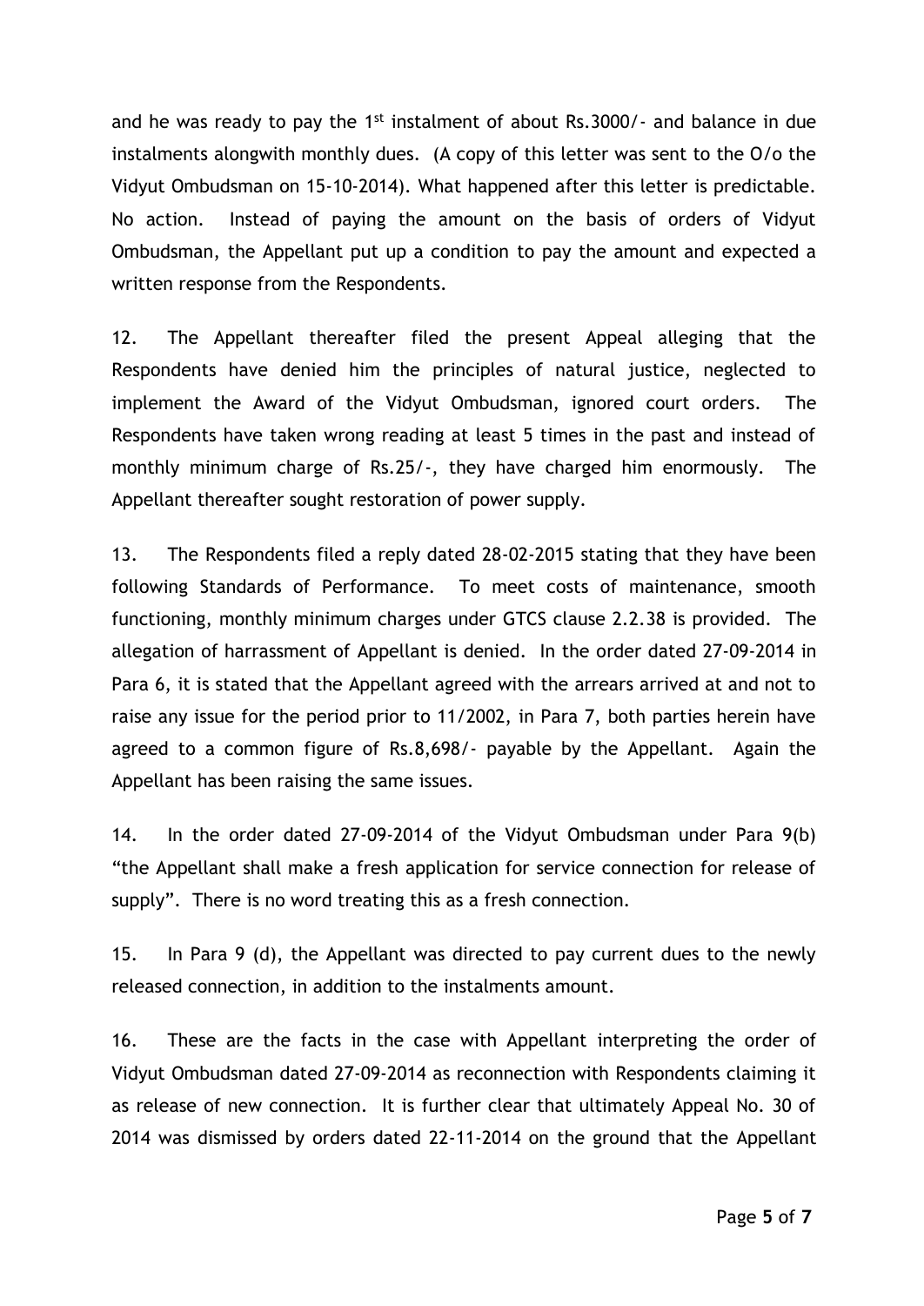and he was ready to pay the 1st instalment of about Rs.3000/- and balance in due instalments alongwith monthly dues. (A copy of this letter was sent to the O/o the Vidyut Ombudsman on 15-10-2014). What happened after this letter is predictable. No action. Instead of paying the amount on the basis of orders of Vidyut Ombudsman, the Appellant put up a condition to pay the amount and expected a written response from the Respondents.

12. The Appellant thereafter filed the present Appeal alleging that the Respondents have denied him the principles of natural justice, neglected to implement the Award of the Vidyut Ombudsman, ignored court orders. The Respondents have taken wrong reading at least 5 times in the past and instead of monthly minimum charge of Rs.25/-, they have charged him enormously. The Appellant thereafter sought restoration of power supply.

13. The Respondents filed a reply dated 28-02-2015 stating that they have been following Standards of Performance. To meet costs of maintenance, smooth functioning, monthly minimum charges under GTCS clause 2.2.38 is provided. The allegation of harrassment of Appellant is denied. In the order dated 27-09-2014 in Para 6, it is stated that the Appellant agreed with the arrears arrived at and not to raise any issue for the period prior to 11/2002, in Para 7, both parties herein have agreed to a common figure of Rs.8,698/- payable by the Appellant. Again the Appellant has been raising the same issues.

14. In the order dated 27-09-2014 of the Vidyut Ombudsman under Para 9(b) "the Appellant shall make a fresh application for service connection for release of supply". There is no word treating this as a fresh connection.

15. In Para 9 (d), the Appellant was directed to pay current dues to the newly released connection, in addition to the instalments amount.

16. These are the facts in the case with Appellant interpreting the order of Vidyut Ombudsman dated 27-09-2014 as reconnection with Respondents claiming it as release of new connection. It is further clear that ultimately Appeal No. 30 of 2014 was dismissed by orders dated 22-11-2014 on the ground that the Appellant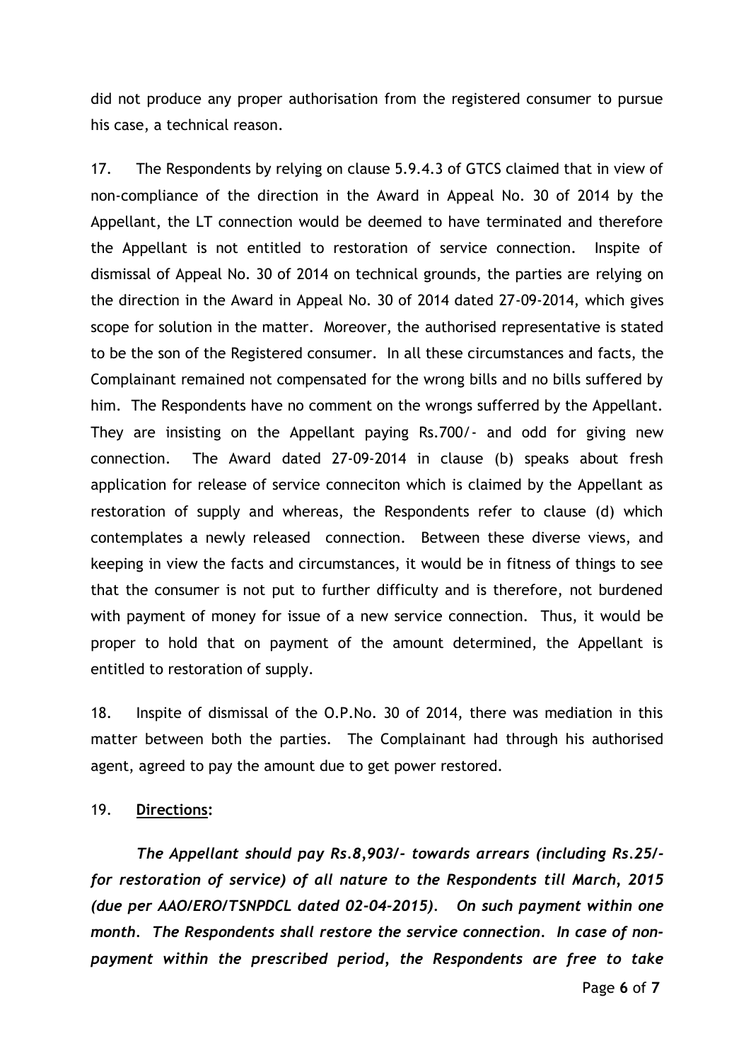did not produce any proper authorisation from the registered consumer to pursue his case, a technical reason.

17. The Respondents by relying on clause 5.9.4.3 of GTCS claimed that in view of non-compliance of the direction in the Award in Appeal No. 30 of 2014 by the Appellant, the LT connection would be deemed to have terminated and therefore the Appellant is not entitled to restoration of service connection. Inspite of dismissal of Appeal No. 30 of 2014 on technical grounds, the parties are relying on the direction in the Award in Appeal No. 30 of 2014 dated 27-09-2014, which gives scope for solution in the matter. Moreover, the authorised representative is stated to be the son of the Registered consumer. In all these circumstances and facts, the Complainant remained not compensated for the wrong bills and no bills suffered by him. The Respondents have no comment on the wrongs sufferred by the Appellant. They are insisting on the Appellant paying Rs.700/- and odd for giving new connection. The Award dated 27-09-2014 in clause (b) speaks about fresh application for release of service conneciton which is claimed by the Appellant as restoration of supply and whereas, the Respondents refer to clause (d) which contemplates a newly released connection. Between these diverse views, and keeping in view the facts and circumstances, it would be in fitness of things to see that the consumer is not put to further difficulty and is therefore, not burdened with payment of money for issue of a new service connection. Thus, it would be proper to hold that on payment of the amount determined, the Appellant is entitled to restoration of supply.

18. Inspite of dismissal of the O.P.No. 30 of 2014, there was mediation in this matter between both the parties. The Complainant had through his authorised agent, agreed to pay the amount due to get power restored.

19. **Directions:**

*The Appellant should pay Rs.8,903/- towards arrears (including Rs.25/- for restoration of service) of all nature to the Respondents till March, 2015 (due per AAO/ERO/TSNPDCL dated 02-04-2015). On such payment within one month. The Respondents shall restore the service connection. In case of non-payment within the prescribed period, the Respondents are free to take*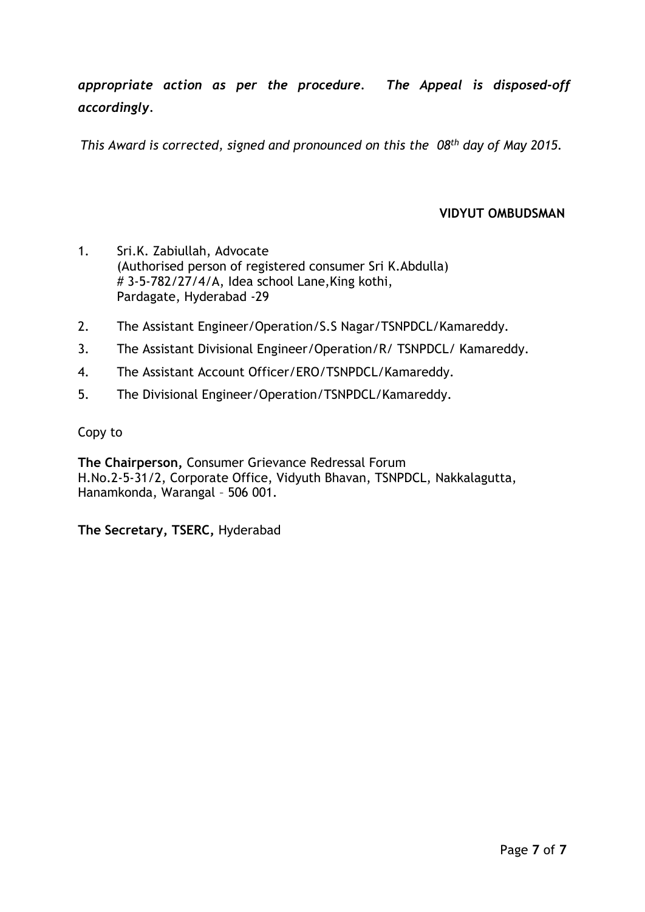*appropriate action as per the procedure. The Appeal is disposed-off accordingly.*

*This Award is corrected, signed and pronounced on this the 08th day of May 2015.*

**VIDYUT OMBUDSMAN**

1. Sri.K. Zabiullah, Advocate
   (Authorised person of registered consumer Sri K.Abdulla)
   # 3-5-782/27/4/A, Idea school Lane,King kothi,
   Pardagate, Hyderabad -29
2. The Assistant Engineer/Operation/S.S Nagar/TSNPDCL/Kamareddy.
3. The Assistant Divisional Engineer/Operation/R/ TSNPDCL/ Kamareddy.
4. The Assistant Account Officer/ERO/TSNPDCL/Kamareddy.
5. The Divisional Engineer/Operation/TSNPDCL/Kamareddy.

Copy to

**The Chairperson,** Consumer Grievance Redressal Forum
H.No.2-5-31/2, Corporate Office, Vidyuth Bhavan, TSNPDCL, Nakkalagutta, Hanamkonda, Warangal – 506 001.

**The Secretary, TSERC,** Hyderabad